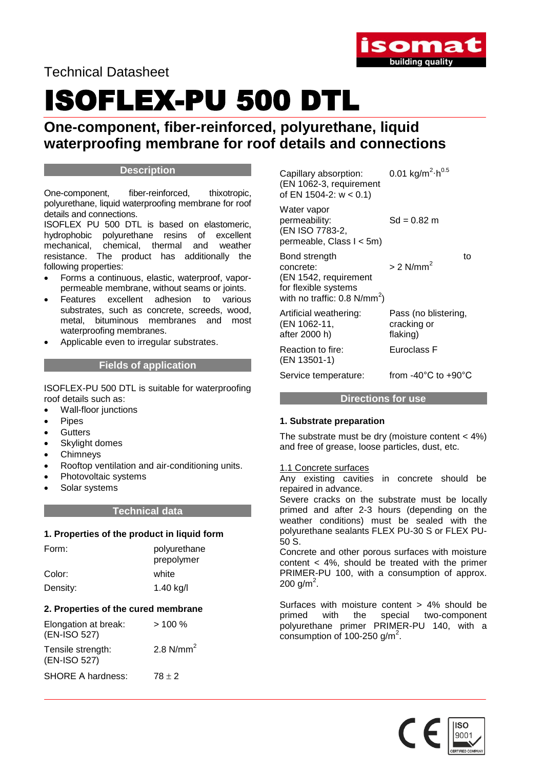Technical Datasheet

# ISOFLEX-PU 500 DTL

## One-component, fiber-reinforced, polyurethane, liquid waterproofing membrane for roof details and connections

### Description

One-component, fiber-reinforced, thixotropic, polyurethane, liquid waterproofing membrane for roof details and connections.
ISOFLEX PU 500 DTL is based on elastomeric, hydrophobic polyurethane resins of excellent mechanical, chemical, thermal and weather resistance. The product has additionally the following properties:

- Forms a continuous, elastic, waterproof, vapor-permeable membrane, without seams or joints.
- Features excellent adhesion to various substrates, such as concrete, screeds, wood, metal, bituminous membranes and most waterproofing membranes.
- Applicable even to irregular substrates.

### Fields of application

ISOFLEX-PU 500 DTL is suitable for waterproofing roof details such as:

- Wall-floor junctions
- Pipes
- Gutters
- Skylight domes
- Chimneys
- Rooftop ventilation and air-conditioning units.
- Photovoltaic systems
- Solar systems

### Technical data

**1. Properties of the product in liquid form**

| | |
|---|---|
| Form: | polyurethane prepolymer |
| Color: | white |
| Density: | 1.40 kg/l |

**2. Properties of the cured membrane**

| | |
|---|---|
| Elongation at break: (EN-ISO 527) | > 100 % |
| Tensile strength: (EN-ISO 527) | 2.8 N/mm$^2$ |
| SHORE A hardness: | $78 \pm 2$ |
| Capillary absorption: (EN 1062-3, requirement of EN 1504-2: w < 0.1) | 0.01 kg/m$^2$·h$^{0.5}$ |
| Water vapor permeability: (EN ISO 7783-2, permeable, Class I < 5m) | Sd = 0.82 m |
| Bond strength to concrete: (EN 1542, requirement for flexible systems with no traffic: 0.8 N/mm$^2$) | > 2 N/mm$^2$ |
| Artificial weathering: (EN 1062-11, after 2000 h) | Pass (no blistering, cracking or flaking) |
| Reaction to fire: (EN 13501-1) | Euroclass F |
| Service temperature: | from -40°C to +90°C |

### Directions for use

**1. Substrate preparation**

The substrate must be dry (moisture content < 4%) and free of grease, loose particles, dust, etc.

1.1 Concrete surfaces

Any existing cavities in concrete should be repaired in advance.
Severe cracks on the substrate must be locally primed and after 2-3 hours (depending on the weather conditions) must be sealed with the polyurethane sealants FLEX PU-30 S or FLEX PU-50 S.
Concrete and other porous surfaces with moisture content < 4%, should be treated with the primer PRIMER-PU 100, with a consumption of approx. 200 g/m$^2$.

Surfaces with moisture content > 4% should be primed with the special two-component polyurethane primer PRIMER-PU 140, with a consumption of 100-250 g/m$^2$.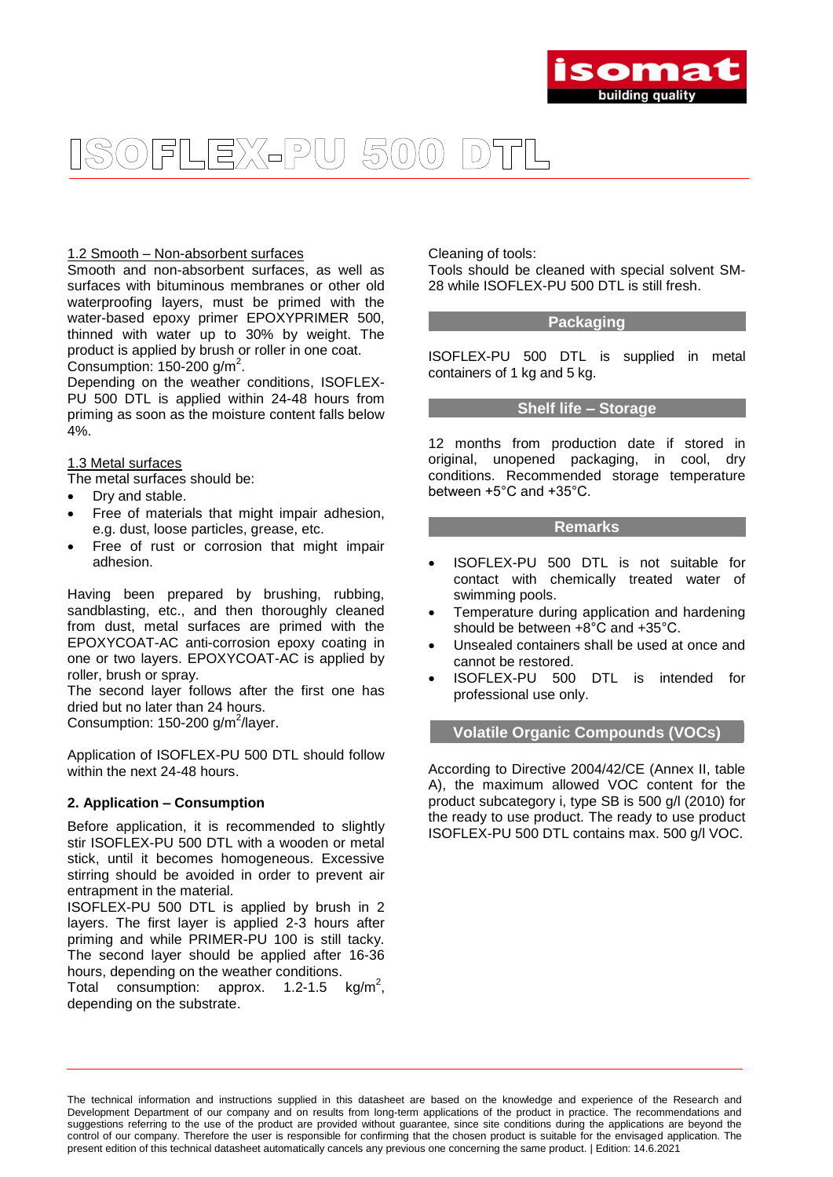# ISOFLEX-PU 500 DTL

1.2 Smooth – Non-absorbent surfaces

Smooth and non-absorbent surfaces, as well as surfaces with bituminous membranes or other old waterproofing layers, must be primed with the water-based epoxy primer EPOXYPRIMER 500, thinned with water up to 30% by weight. The product is applied by brush or roller in one coat.
Consumption: 150-200 g/m$^2$.

Depending on the weather conditions, ISOFLEX-PU 500 DTL is applied within 24-48 hours from priming as soon as the moisture content falls below 4%.

1.3 Metal surfaces

The metal surfaces should be:

- Dry and stable.
- Free of materials that might impair adhesion, e.g. dust, loose particles, grease, etc.
- Free of rust or corrosion that might impair adhesion.

Having been prepared by brushing, rubbing, sandblasting, etc., and then thoroughly cleaned from dust, metal surfaces are primed with the EPOXYCOAT-AC anti-corrosion epoxy coating in one or two layers. EPOXYCOAT-AC is applied by roller, brush or spray.

The second layer follows after the first one has dried but no later than 24 hours.
Consumption: 150-200 g/m$^2$/layer.

Application of ISOFLEX-PU 500 DTL should follow within the next 24-48 hours.

**2. Application – Consumption**

Before application, it is recommended to slightly stir ISOFLEX-PU 500 DTL with a wooden or metal stick, until it becomes homogeneous. Excessive stirring should be avoided in order to prevent air entrapment in the material.

ISOFLEX-PU 500 DTL is applied by brush in 2 layers. The first layer is applied 2-3 hours after priming and while PRIMER-PU 100 is still tacky. The second layer should be applied after 16-36 hours, depending on the weather conditions.

Total consumption: approx. 1.2-1.5 kg/m$^2$, depending on the substrate.

Cleaning of tools:

Tools should be cleaned with special solvent SM-28 while ISOFLEX-PU 500 DTL is still fresh.

## Packaging

ISOFLEX-PU 500 DTL is supplied in metal containers of 1 kg and 5 kg.

## Shelf life – Storage

12 months from production date if stored in original, unopened packaging, in cool, dry conditions. Recommended storage temperature between +5°C and +35°C.

## Remarks

- ISOFLEX-PU 500 DTL is not suitable for contact with chemically treated water of swimming pools.
- Temperature during application and hardening should be between +8°C and +35°C.
- Unsealed containers shall be used at once and cannot be restored.
- ISOFLEX-PU 500 DTL is intended for professional use only.

## Volatile Organic Compounds (VOCs)

According to Directive 2004/42/CE (Annex II, table A), the maximum allowed VOC content for the product subcategory i, type SB is 500 g/l (2010) for the ready to use product. The ready to use product ISOFLEX-PU 500 DTL contains max. 500 g/l VOC.

The technical information and instructions supplied in this datasheet are based on the knowledge and experience of the Research and Development Department of our company and on results from long-term applications of the product in practice. The recommendations and suggestions referring to the use of the product are provided without guarantee, since site conditions during the applications are beyond the control of our company. Therefore the user is responsible for confirming that the chosen product is suitable for the envisaged application. The present edition of this technical datasheet automatically cancels any previous one concerning the same product. | Edition: 14.6.2021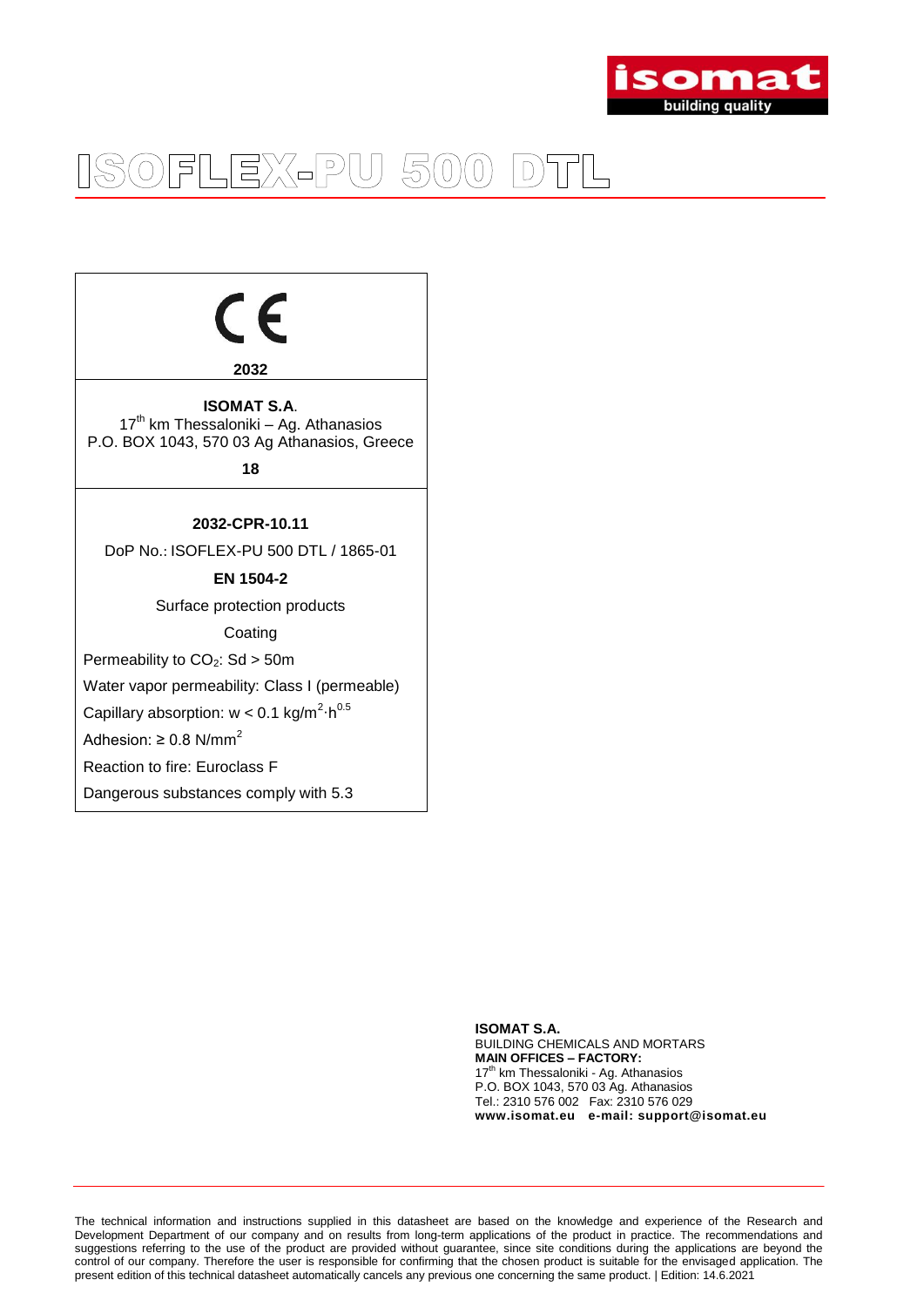# ISOFLEX-PU 500 DTL

CE

**2032**

**ISOMAT S.A.**
17th km Thessaloniki – Ag. Athanasios
P.O. BOX 1043, 570 03 Ag Athanasios, Greece

**18**

**2032-CPR-10.11**

DoP No.: ISOFLEX-PU 500 DTL / 1865-01

**EN 1504-2**

Surface protection products

Coating

Permeability to $CO_2$: Sd > 50m

Water vapor permeability: Class I (permeable)

Capillary absorption: w < 0.1 $kg/m^2 \cdot h^{0.5}$

Adhesion: ≥ 0.8 $N/mm^2$

Reaction to fire: Euroclass F

Dangerous substances comply with 5.3

**ISOMAT S.A.**
BUILDING CHEMICALS AND MORTARS
**MAIN OFFICES – FACTORY:**
17th km Thessaloniki - Ag. Athanasios
P.O. BOX 1043, 570 03 Ag. Athanasios
Tel.: 2310 576 002 Fax: 2310 576 029
**www.isomat.eu e-mail: support@isomat.eu**

The technical information and instructions supplied in this datasheet are based on the knowledge and experience of the Research and Development Department of our company and on results from long-term applications of the product in practice. The recommendations and suggestions referring to the use of the product are provided without guarantee, since site conditions during the applications are beyond the control of our company. Therefore the user is responsible for confirming that the chosen product is suitable for the envisaged application. The present edition of this technical datasheet automatically cancels any previous one concerning the same product. | Edition: 14.6.2021